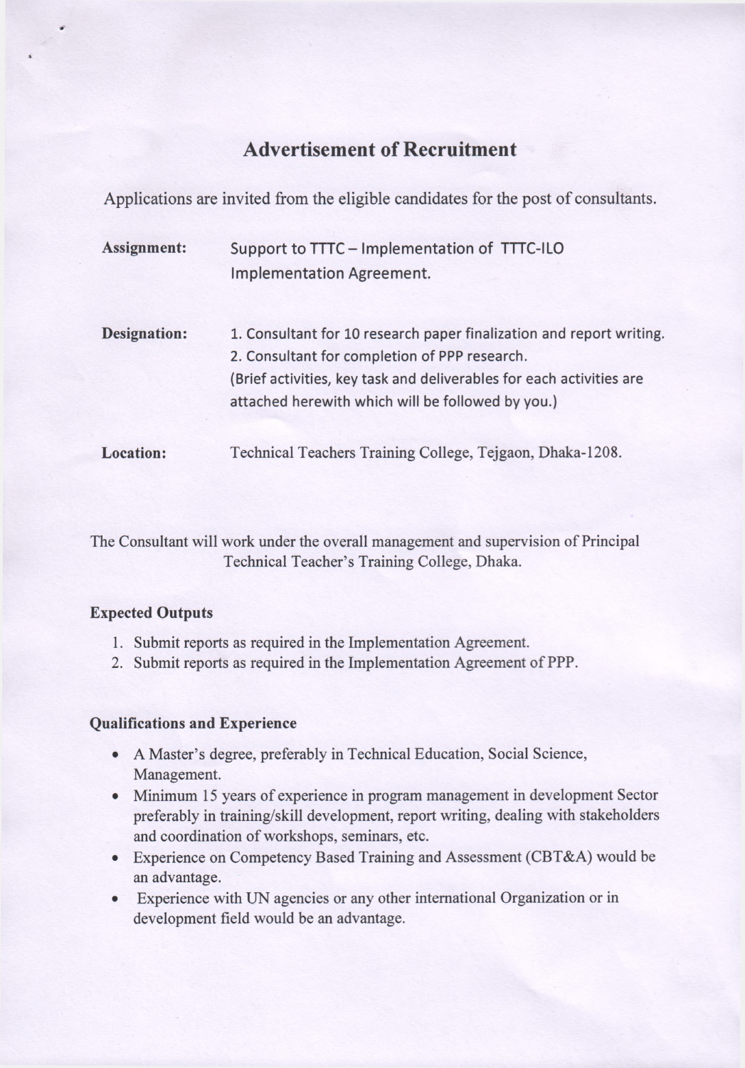# Advertisement of Recruitment

Applications are invited from the eligible candidates for the post of consultants.

**Assignment:** Support to TTTC – Implementation of TTTC-ILO Implementation Agreement.

**Designation:**
1. Consultant for 10 research paper finalization and report writing.
2. Consultant for completion of PPP research.

(Brief activities, key task and deliverables for each activities are attached herewith which will be followed by you.)

**Location:** Technical Teachers Training College, Tejgaon, Dhaka-1208.

The Consultant will work under the overall management and supervision of Principal Technical Teacher's Training College, Dhaka.

### Expected Outputs

1. Submit reports as required in the Implementation Agreement.
2. Submit reports as required in the Implementation Agreement of PPP.

### Qualifications and Experience

- A Master's degree, preferably in Technical Education, Social Science, Management.
- Minimum 15 years of experience in program management in development Sector preferably in training/skill development, report writing, dealing with stakeholders and coordination of workshops, seminars, etc.
- Experience on Competency Based Training and Assessment (CBT&A) would be an advantage.
- Experience with UN agencies or any other international Organization or in development field would be an advantage.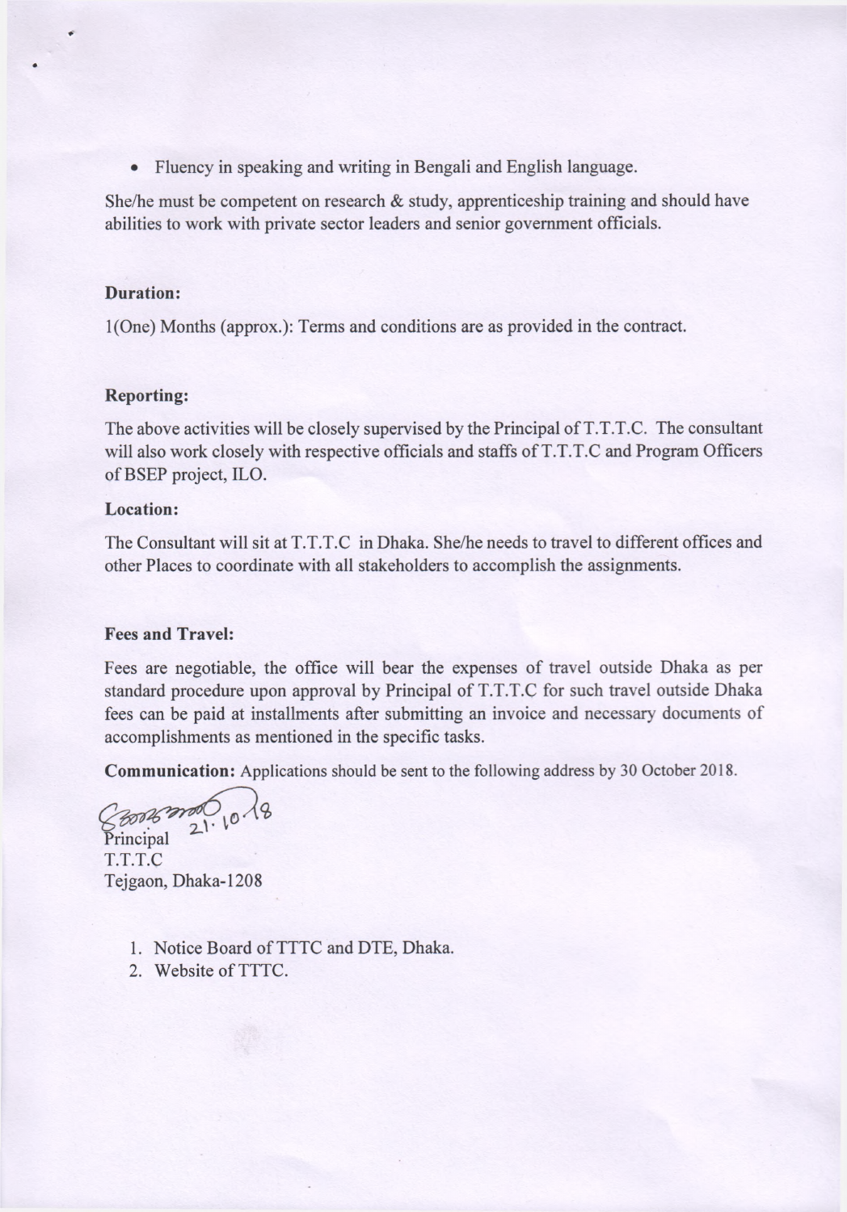- Fluency in speaking and writing in Bengali and English language.

She/he must be competent on research & study, apprenticeship training and should have abilities to work with private sector leaders and senior government officials.

**Duration:**

1(One) Months (approx.): Terms and conditions are as provided in the contract.

**Reporting:**

The above activities will be closely supervised by the Principal of T.T.T.C. The consultant will also work closely with respective officials and staffs of T.T.T.C and Program Officers of BSEP project, ILO.

**Location:**

The Consultant will sit at T.T.T.C in Dhaka. She/he needs to travel to different offices and other Places to coordinate with all stakeholders to accomplish the assignments.

**Fees and Travel:**

Fees are negotiable, the office will bear the expenses of travel outside Dhaka as per standard procedure upon approval by Principal of T.T.T.C for such travel outside Dhaka fees can be paid at installments after submitting an invoice and necessary documents of accomplishments as mentioned in the specific tasks.

**Communication:** Applications should be sent to the following address by 30 October 2018.

21.10.18
Principal
T.T.T.C
Tejgaon, Dhaka-1208

1. Notice Board of TTTC and DTE, Dhaka.
2. Website of TTTC.